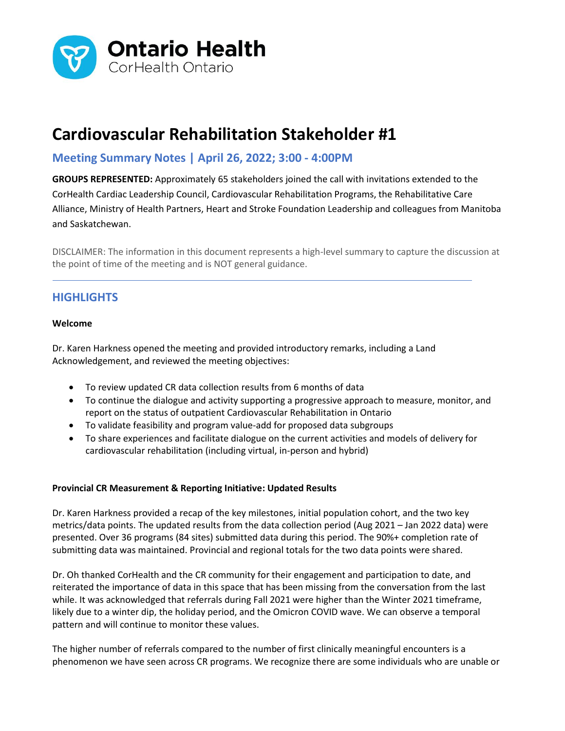Ontario Health
CorHealth Ontario

# Cardiovascular Rehabilitation Stakeholder #1

## Meeting Summary Notes | April 26, 2022; 3:00 - 4:00PM

**GROUPS REPRESENTED:** Approximately 65 stakeholders joined the call with invitations extended to the CorHealth Cardiac Leadership Council, Cardiovascular Rehabilitation Programs, the Rehabilitative Care Alliance, Ministry of Health Partners, Heart and Stroke Foundation Leadership and colleagues from Manitoba and Saskatchewan.

DISCLAIMER: The information in this document represents a high-level summary to capture the discussion at the point of time of the meeting and is NOT general guidance.

---

## HIGHLIGHTS

**Welcome**

Dr. Karen Harkness opened the meeting and provided introductory remarks, including a Land Acknowledgement, and reviewed the meeting objectives:

- To review updated CR data collection results from 6 months of data
- To continue the dialogue and activity supporting a progressive approach to measure, monitor, and report on the status of outpatient Cardiovascular Rehabilitation in Ontario
- To validate feasibility and program value-add for proposed data subgroups
- To share experiences and facilitate dialogue on the current activities and models of delivery for cardiovascular rehabilitation (including virtual, in-person and hybrid)

**Provincial CR Measurement & Reporting Initiative: Updated Results**

Dr. Karen Harkness provided a recap of the key milestones, initial population cohort, and the two key metrics/data points. The updated results from the data collection period (Aug 2021 – Jan 2022 data) were presented. Over 36 programs (84 sites) submitted data during this period. The 90%+ completion rate of submitting data was maintained. Provincial and regional totals for the two data points were shared.

Dr. Oh thanked CorHealth and the CR community for their engagement and participation to date, and reiterated the importance of data in this space that has been missing from the conversation from the last while. It was acknowledged that referrals during Fall 2021 were higher than the Winter 2021 timeframe, likely due to a winter dip, the holiday period, and the Omicron COVID wave. We can observe a temporal pattern and will continue to monitor these values.

The higher number of referrals compared to the number of first clinically meaningful encounters is a phenomenon we have seen across CR programs. We recognize there are some individuals who are unable or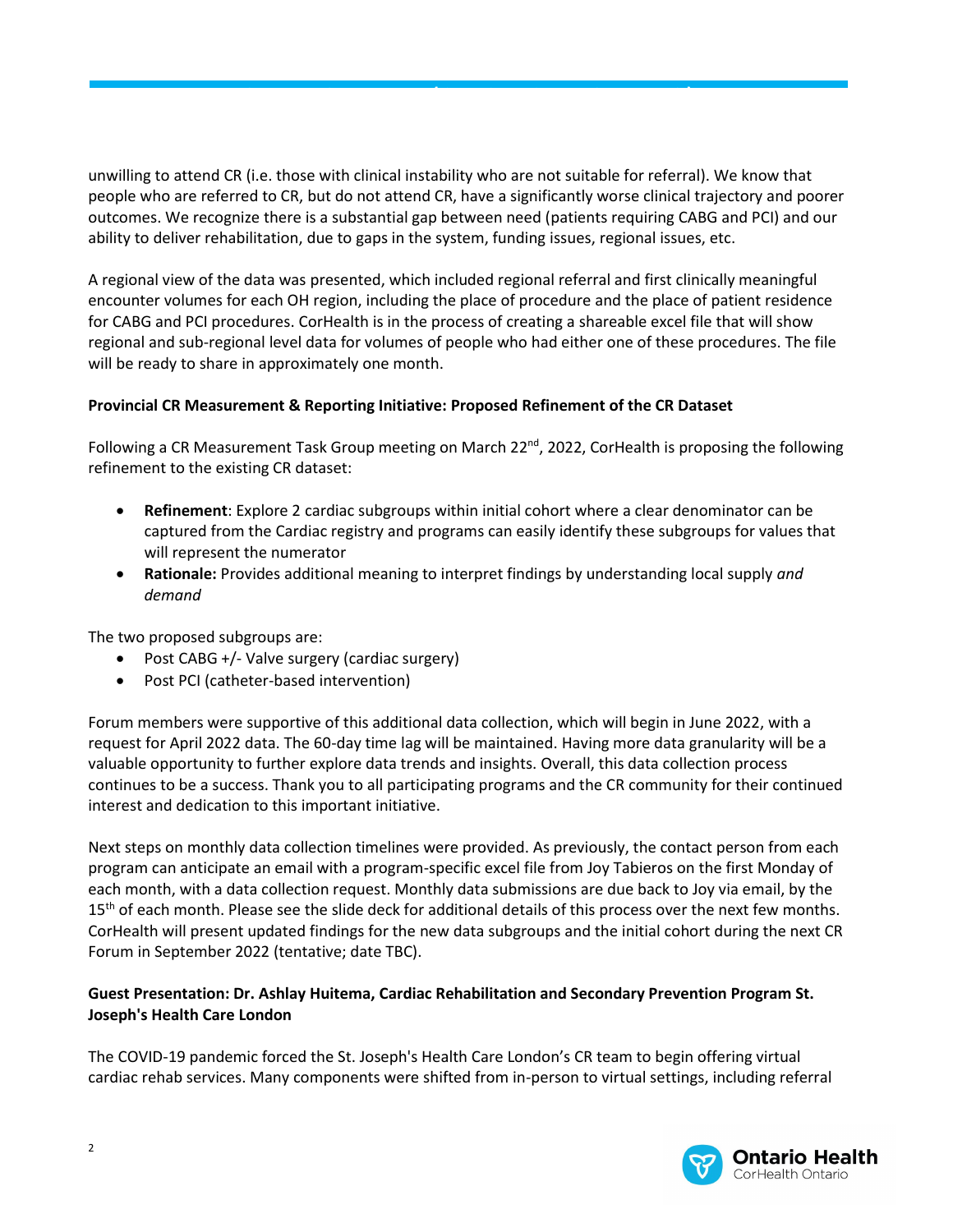unwilling to attend CR (i.e. those with clinical instability who are not suitable for referral). We know that people who are referred to CR, but do not attend CR, have a significantly worse clinical trajectory and poorer outcomes. We recognize there is a substantial gap between need (patients requiring CABG and PCI) and our ability to deliver rehabilitation, due to gaps in the system, funding issues, regional issues, etc.

A regional view of the data was presented, which included regional referral and first clinically meaningful encounter volumes for each OH region, including the place of procedure and the place of patient residence for CABG and PCI procedures. CorHealth is in the process of creating a shareable excel file that will show regional and sub-regional level data for volumes of people who had either one of these procedures. The file will be ready to share in approximately one month.

**Provincial CR Measurement & Reporting Initiative: Proposed Refinement of the CR Dataset**

Following a CR Measurement Task Group meeting on March 22nd, 2022, CorHealth is proposing the following refinement to the existing CR dataset:

- **Refinement**: Explore 2 cardiac subgroups within initial cohort where a clear denominator can be captured from the Cardiac registry and programs can easily identify these subgroups for values that will represent the numerator
- **Rationale:** Provides additional meaning to interpret findings by understanding local supply *and demand*

The two proposed subgroups are:

- Post CABG +/- Valve surgery (cardiac surgery)
- Post PCI (catheter-based intervention)

Forum members were supportive of this additional data collection, which will begin in June 2022, with a request for April 2022 data. The 60-day time lag will be maintained. Having more data granularity will be a valuable opportunity to further explore data trends and insights. Overall, this data collection process continues to be a success. Thank you to all participating programs and the CR community for their continued interest and dedication to this important initiative.

Next steps on monthly data collection timelines were provided. As previously, the contact person from each program can anticipate an email with a program-specific excel file from Joy Tabieros on the first Monday of each month, with a data collection request. Monthly data submissions are due back to Joy via email, by the 15th of each month. Please see the slide deck for additional details of this process over the next few months. CorHealth will present updated findings for the new data subgroups and the initial cohort during the next CR Forum in September 2022 (tentative; date TBC).

**Guest Presentation: Dr. Ashlay Huitema, Cardiac Rehabilitation and Secondary Prevention Program St. Joseph's Health Care London**

The COVID-19 pandemic forced the St. Joseph's Health Care London's CR team to begin offering virtual cardiac rehab services. Many components were shifted from in-person to virtual settings, including referral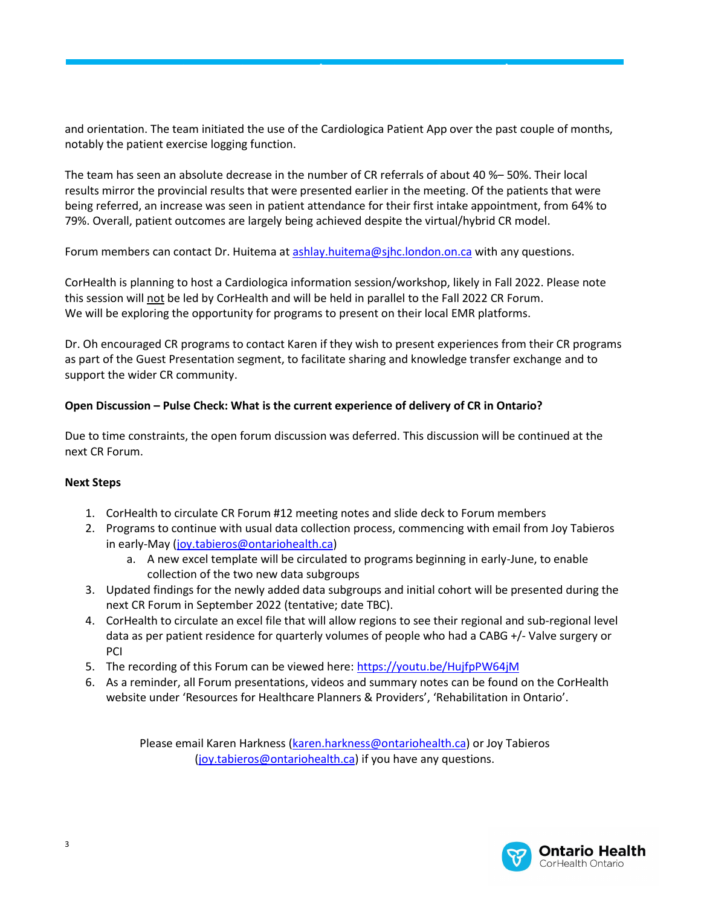and orientation. The team initiated the use of the Cardiologica Patient App over the past couple of months, notably the patient exercise logging function.

The team has seen an absolute decrease in the number of CR referrals of about 40 %– 50%. Their local results mirror the provincial results that were presented earlier in the meeting. Of the patients that were being referred, an increase was seen in patient attendance for their first intake appointment, from 64% to 79%. Overall, patient outcomes are largely being achieved despite the virtual/hybrid CR model.

Forum members can contact Dr. Huitema at ashlay.huitema@sjhc.london.on.ca with any questions.

CorHealth is planning to host a Cardiologica information session/workshop, likely in Fall 2022. Please note this session will not be led by CorHealth and will be held in parallel to the Fall 2022 CR Forum. We will be exploring the opportunity for programs to present on their local EMR platforms.

Dr. Oh encouraged CR programs to contact Karen if they wish to present experiences from their CR programs as part of the Guest Presentation segment, to facilitate sharing and knowledge transfer exchange and to support the wider CR community.

**Open Discussion – Pulse Check: What is the current experience of delivery of CR in Ontario?**

Due to time constraints, the open forum discussion was deferred. This discussion will be continued at the next CR Forum.

**Next Steps**

1. CorHealth to circulate CR Forum #12 meeting notes and slide deck to Forum members
2. Programs to continue with usual data collection process, commencing with email from Joy Tabieros in early-May (joy.tabieros@ontariohealth.ca)
   a. A new excel template will be circulated to programs beginning in early-June, to enable collection of the two new data subgroups
3. Updated findings for the newly added data subgroups and initial cohort will be presented during the next CR Forum in September 2022 (tentative; date TBC).
4. CorHealth to circulate an excel file that will allow regions to see their regional and sub-regional level data as per patient residence for quarterly volumes of people who had a CABG +/- Valve surgery or PCI
5. The recording of this Forum can be viewed here: https://youtu.be/HujfpPW64jM
6. As a reminder, all Forum presentations, videos and summary notes can be found on the CorHealth website under 'Resources for Healthcare Planners & Providers', 'Rehabilitation in Ontario'.

Please email Karen Harkness (karen.harkness@ontariohealth.ca) or Joy Tabieros (joy.tabieros@ontariohealth.ca) if you have any questions.